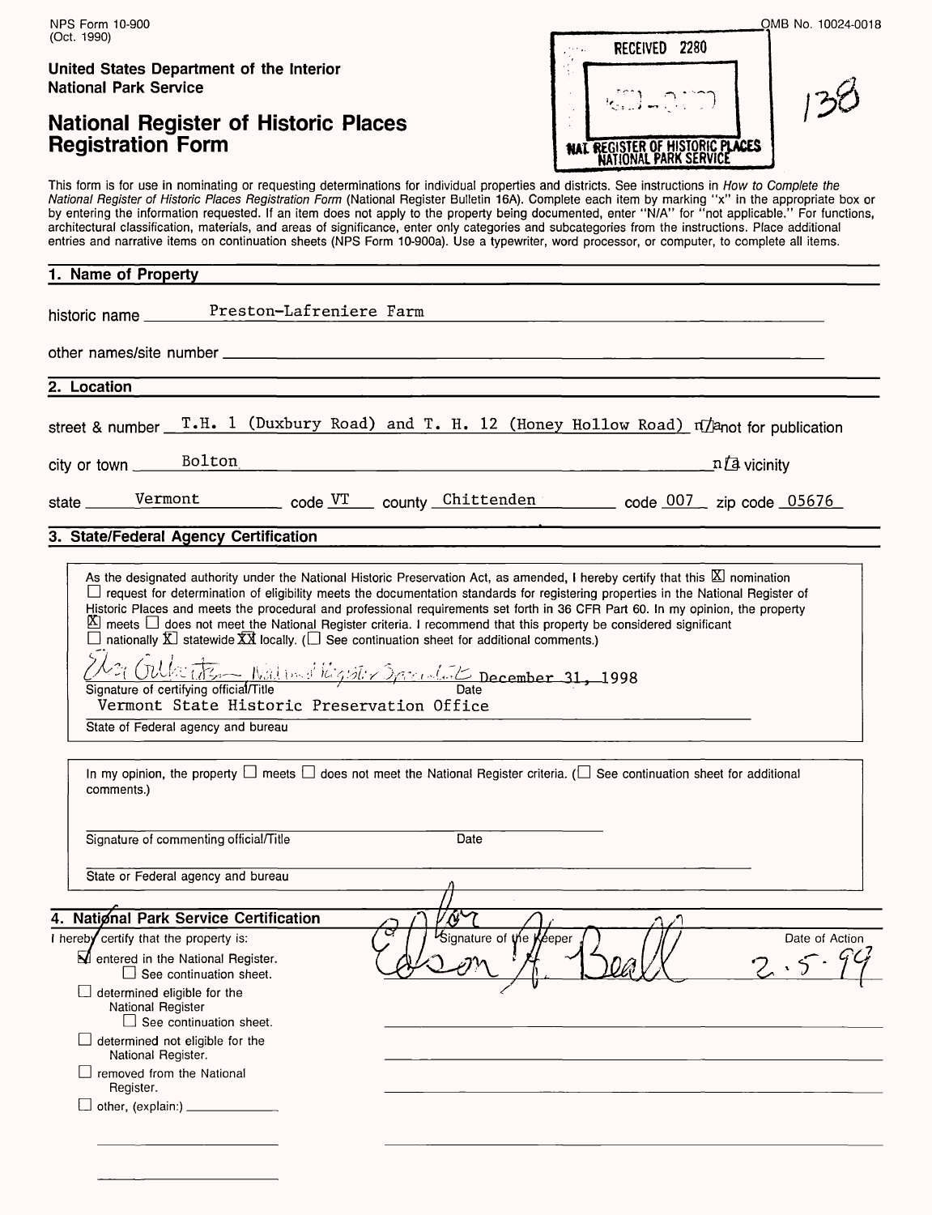NPS Form 10-900
(Oct. 1990)

OMB No. 10024-0018

**United States Department of the Interior**
**National Park Service**

# National Register of Historic Places Registration Form

RECEIVED 2280

NAT. REGISTER OF HISTORIC PLACES
NATIONAL PARK SERVICE

138

This form is for use in nominating or requesting determinations for individual properties and districts. See instructions in *How to Complete the National Register of Historic Places Registration Form* (National Register Bulletin 16A). Complete each item by marking "x" in the appropriate box or by entering the information requested. If an item does not apply to the property being documented, enter "N/A" for "not applicable." For functions, architectural classification, materials, and areas of significance, enter only categories and subcategories from the instructions. Place additional entries and narrative items on continuation sheets (NPS Form 10-900a). Use a typewriter, word processor, or computer, to complete all items.

## 1. Name of Property

historic name Preston-Lafreniere Farm

other names/site number

## 2. Location

street & number T.H. 1 (Duxbury Road) and T. H. 12 (Honey Hollow Road) n/a not for publication

city or town Bolton n/a vicinity

state Vermont code VT county Chittenden code 007 zip code 05676

## 3. State/Federal Agency Certification

As the designated authority under the National Historic Preservation Act, as amended, I hereby certify that this [X] nomination [ ] request for determination of eligibility meets the documentation standards for registering properties in the National Register of Historic Places and meets the procedural and professional requirements set forth in 36 CFR Part 60. In my opinion, the property [X] meets [ ] does not meet the National Register criteria. I recommend that this property be considered significant [ ] nationally [X] statewide [XX] locally. ([ ] See continuation sheet for additional comments.)

Signature of certifying official/Title: National Register Specialist — Date: December 31, 1998

Vermont State Historic Preservation Office
State of Federal agency and bureau

In my opinion, the property [ ] meets [ ] does not meet the National Register criteria. ([ ] See continuation sheet for additional comments.)

Signature of commenting official/Title — Date

State or Federal agency and bureau

## 4. National Park Service Certification

I hereby certify that the property is:

- [X] entered in the National Register.
  - [ ] See continuation sheet.
- [ ] determined eligible for the National Register
  - [ ] See continuation sheet.
- [ ] determined not eligible for the National Register.
- [ ] removed from the National Register.
- [ ] other, (explain:)

Signature of the Keeper: for Edson H. Beall — Date of Action: 2.5.99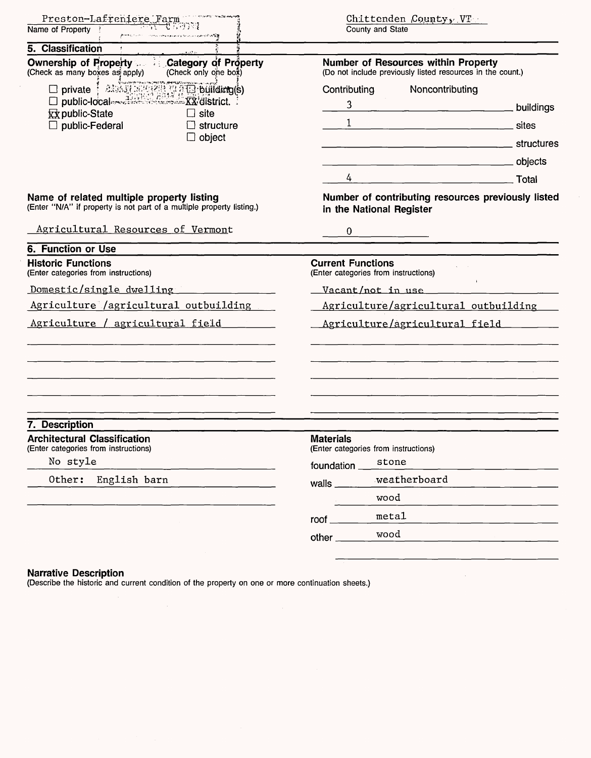Preston-Lafreniere Farm
Name of Property

Chittenden County, VT
County and State

## 5. Classification

**Ownership of Property**
(Check as many boxes as apply)

- ☐ private
- ☐ public-local
- ☒ public-State
- ☐ public-Federal

**Category of Property**
(Check only one box)

- ☐ building(s)
- ☒ district
- ☐ site
- ☐ structure
- ☐ object

**Number of Resources within Property**
(Do not include previously listed resources in the count.)

| Contributing | Noncontributing | |
|---|---|---|
| 3 | | buildings |
| 1 | | sites |
| | | structures |
| | | objects |
| 4 | | Total |

**Name of related multiple property listing**
(Enter "N/A" if property is not part of a multiple property listing.)

Agricultural Resources of Vermont

**Number of contributing resources previously listed in the National Register**

0

## 6. Function or Use

**Historic Functions**
(Enter categories from instructions)

Domestic/single dwelling
Agriculture /agricultural outbuilding
Agriculture / agricultural field

**Current Functions**
(Enter categories from instructions)

Vacant/not in use
Agriculture/agricultural outbuilding
Agriculture/agricultural field

## 7. Description

**Architectural Classification**
(Enter categories from instructions)

No style
Other: English barn

**Materials**
(Enter categories from instructions)

foundation stone
walls weatherboard
wood
roof metal
other wood

**Narrative Description**
(Describe the historic and current condition of the property on one or more continuation sheets.)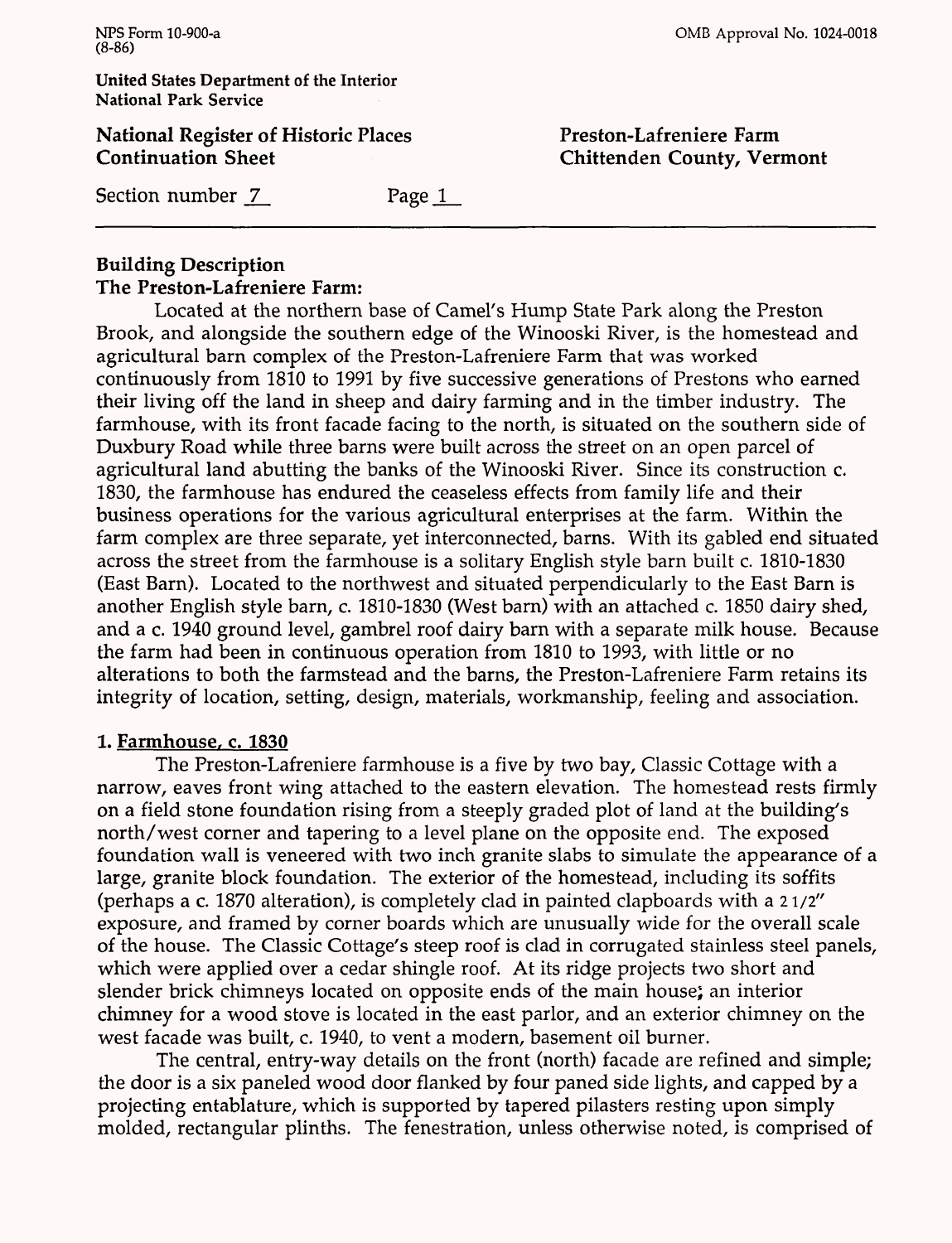## Building Description

### The Preston-Lafreniere Farm:

Located at the northern base of Camel's Hump State Park along the Preston Brook, and alongside the southern edge of the Winooski River, is the homestead and agricultural barn complex of the Preston-Lafreniere Farm that was worked continuously from 1810 to 1991 by five successive generations of Prestons who earned their living off the land in sheep and dairy farming and in the timber industry. The farmhouse, with its front facade facing to the north, is situated on the southern side of Duxbury Road while three barns were built across the street on an open parcel of agricultural land abutting the banks of the Winooski River. Since its construction c. 1830, the farmhouse has endured the ceaseless effects from family life and their business operations for the various agricultural enterprises at the farm. Within the farm complex are three separate, yet interconnected, barns. With its gabled end situated across the street from the farmhouse is a solitary English style barn built c. 1810-1830 (East Barn). Located to the northwest and situated perpendicularly to the East Barn is another English style barn, c. 1810-1830 (West barn) with an attached c. 1850 dairy shed, and a c. 1940 ground level, gambrel roof dairy barn with a separate milk house. Because the farm had been in continuous operation from 1810 to 1993, with little or no alterations to both the farmstead and the barns, the Preston-Lafreniere Farm retains its integrity of location, setting, design, materials, workmanship, feeling and association.

### 1. Farmhouse, c. 1830

The Preston-Lafreniere farmhouse is a five by two bay, Classic Cottage with a narrow, eaves front wing attached to the eastern elevation. The homestead rests firmly on a field stone foundation rising from a steeply graded plot of land at the building's north/west corner and tapering to a level plane on the opposite end. The exposed foundation wall is veneered with two inch granite slabs to simulate the appearance of a large, granite block foundation. The exterior of the homestead, including its soffits (perhaps a c. 1870 alteration), is completely clad in painted clapboards with a 2 1/2" exposure, and framed by corner boards which are unusually wide for the overall scale of the house. The Classic Cottage's steep roof is clad in corrugated stainless steel panels, which were applied over a cedar shingle roof. At its ridge projects two short and slender brick chimneys located on opposite ends of the main house; an interior chimney for a wood stove is located in the east parlor, and an exterior chimney on the west facade was built, c. 1940, to vent a modern, basement oil burner.

The central, entry-way details on the front (north) facade are refined and simple; the door is a six paneled wood door flanked by four paned side lights, and capped by a projecting entablature, which is supported by tapered pilasters resting upon simply molded, rectangular plinths. The fenestration, unless otherwise noted, is comprised of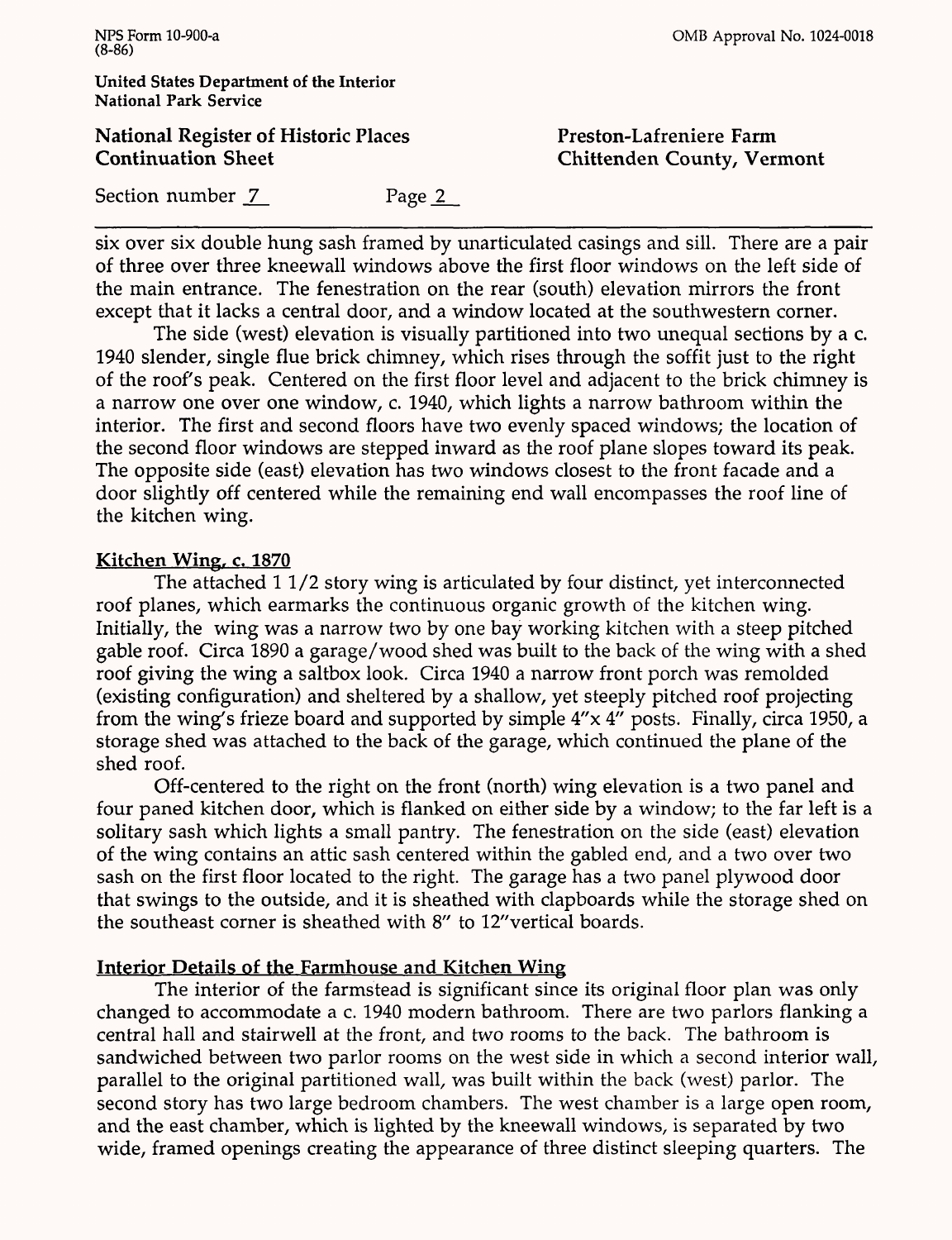six over six double hung sash framed by unarticulated casings and sill. There are a pair of three over three kneewall windows above the first floor windows on the left side of the main entrance. The fenestration on the rear (south) elevation mirrors the front except that it lacks a central door, and a window located at the southwestern corner.

The side (west) elevation is visually partitioned into two unequal sections by a c. 1940 slender, single flue brick chimney, which rises through the soffit just to the right of the roof's peak. Centered on the first floor level and adjacent to the brick chimney is a narrow one over one window, c. 1940, which lights a narrow bathroom within the interior. The first and second floors have two evenly spaced windows; the location of the second floor windows are stepped inward as the roof plane slopes toward its peak. The opposite side (east) elevation has two windows closest to the front facade and a door slightly off centered while the remaining end wall encompasses the roof line of the kitchen wing.

## Kitchen Wing, c. 1870

The attached 1 1/2 story wing is articulated by four distinct, yet interconnected roof planes, which earmarks the continuous organic growth of the kitchen wing. Initially, the wing was a narrow two by one bay working kitchen with a steep pitched gable roof. Circa 1890 a garage/wood shed was built to the back of the wing with a shed roof giving the wing a saltbox look. Circa 1940 a narrow front porch was remolded (existing configuration) and sheltered by a shallow, yet steeply pitched roof projecting from the wing's frieze board and supported by simple 4"x 4" posts. Finally, circa 1950, a storage shed was attached to the back of the garage, which continued the plane of the shed roof.

Off-centered to the right on the front (north) wing elevation is a two panel and four paned kitchen door, which is flanked on either side by a window; to the far left is a solitary sash which lights a small pantry. The fenestration on the side (east) elevation of the wing contains an attic sash centered within the gabled end, and a two over two sash on the first floor located to the right. The garage has a two panel plywood door that swings to the outside, and it is sheathed with clapboards while the storage shed on the southeast corner is sheathed with 8" to 12"vertical boards.

## Interior Details of the Farmhouse and Kitchen Wing

The interior of the farmstead is significant since its original floor plan was only changed to accommodate a c. 1940 modern bathroom. There are two parlors flanking a central hall and stairwell at the front, and two rooms to the back. The bathroom is sandwiched between two parlor rooms on the west side in which a second interior wall, parallel to the original partitioned wall, was built within the back (west) parlor. The second story has two large bedroom chambers. The west chamber is a large open room, and the east chamber, which is lighted by the kneewall windows, is separated by two wide, framed openings creating the appearance of three distinct sleeping quarters. The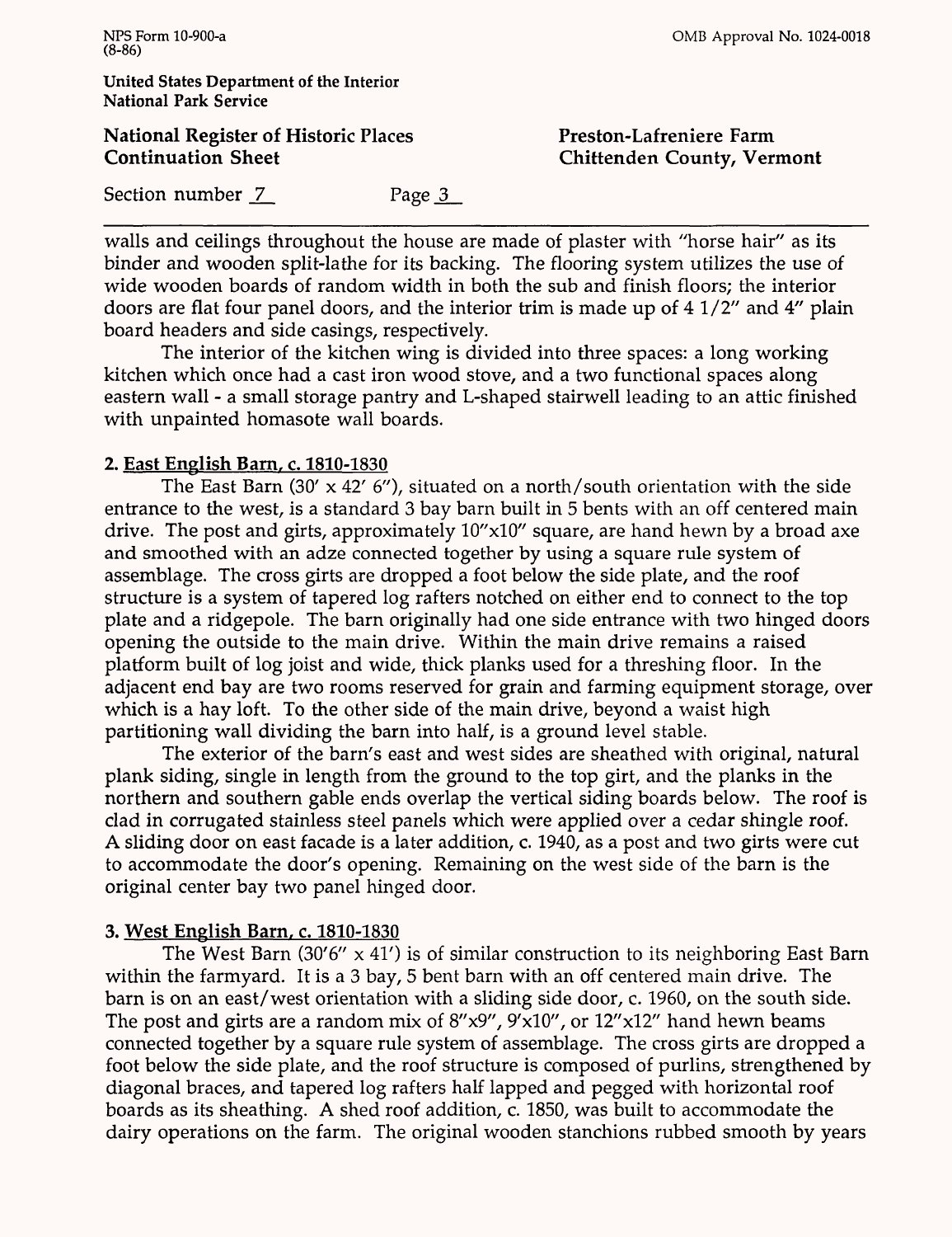walls and ceilings throughout the house are made of plaster with "horse hair" as its binder and wooden split-lathe for its backing. The flooring system utilizes the use of wide wooden boards of random width in both the sub and finish floors; the interior doors are flat four panel doors, and the interior trim is made up of 4 1/2" and 4" plain board headers and side casings, respectively.

The interior of the kitchen wing is divided into three spaces: a long working kitchen which once had a cast iron wood stove, and a two functional spaces along eastern wall - a small storage pantry and L-shaped stairwell leading to an attic finished with unpainted homasote wall boards.

**2. East English Barn, c. 1810-1830**

The East Barn (30' x 42' 6"), situated on a north/south orientation with the side entrance to the west, is a standard 3 bay barn built in 5 bents with an off centered main drive. The post and girts, approximately 10"x10" square, are hand hewn by a broad axe and smoothed with an adze connected together by using a square rule system of assemblage. The cross girts are dropped a foot below the side plate, and the roof structure is a system of tapered log rafters notched on either end to connect to the top plate and a ridgepole. The barn originally had one side entrance with two hinged doors opening the outside to the main drive. Within the main drive remains a raised platform built of log joist and wide, thick planks used for a threshing floor. In the adjacent end bay are two rooms reserved for grain and farming equipment storage, over which is a hay loft. To the other side of the main drive, beyond a waist high partitioning wall dividing the barn into half, is a ground level stable.

The exterior of the barn's east and west sides are sheathed with original, natural plank siding, single in length from the ground to the top girt, and the planks in the northern and southern gable ends overlap the vertical siding boards below. The roof is clad in corrugated stainless steel panels which were applied over a cedar shingle roof. A sliding door on east facade is a later addition, c. 1940, as a post and two girts were cut to accommodate the door's opening. Remaining on the west side of the barn is the original center bay two panel hinged door.

**3. West English Barn, c. 1810-1830**

The West Barn (30'6" x 41') is of similar construction to its neighboring East Barn within the farmyard. It is a 3 bay, 5 bent barn with an off centered main drive. The barn is on an east/west orientation with a sliding side door, c. 1960, on the south side. The post and girts are a random mix of 8"x9", 9'x10", or 12"x12" hand hewn beams connected together by a square rule system of assemblage. The cross girts are dropped a foot below the side plate, and the roof structure is composed of purlins, strengthened by diagonal braces, and tapered log rafters half lapped and pegged with horizontal roof boards as its sheathing. A shed roof addition, c. 1850, was built to accommodate the dairy operations on the farm. The original wooden stanchions rubbed smooth by years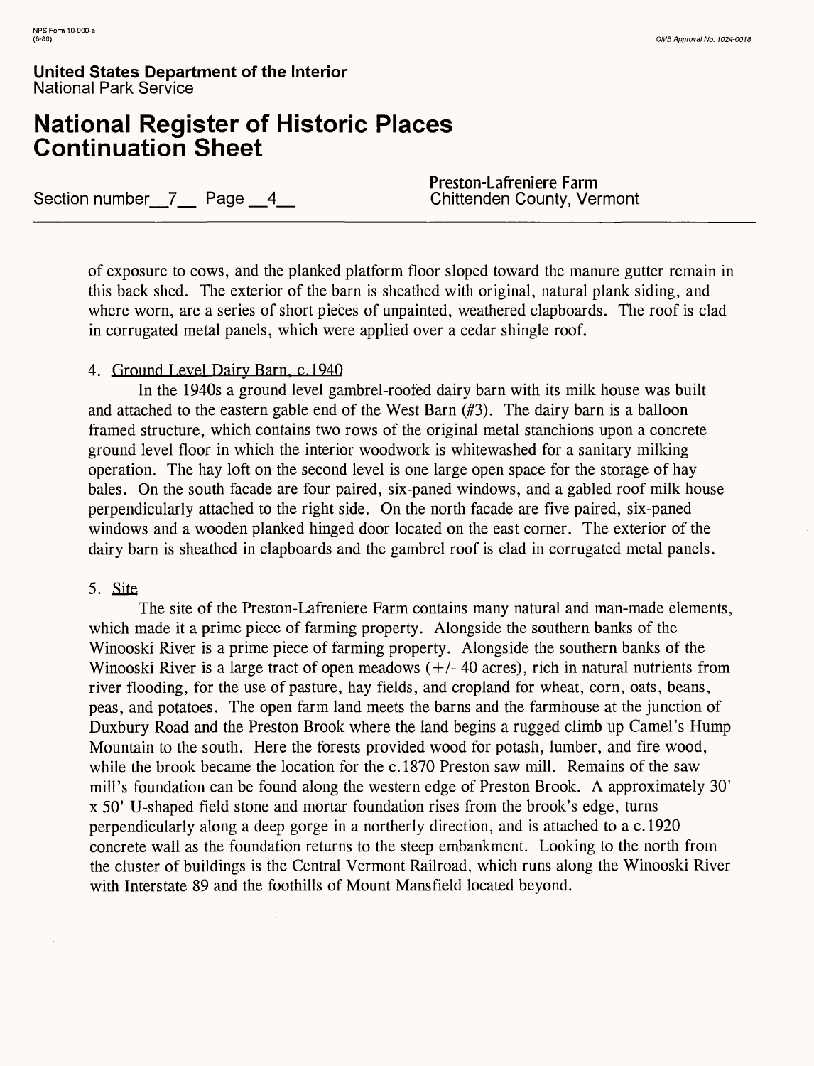of exposure to cows, and the planked platform floor sloped toward the manure gutter remain in this back shed. The exterior of the barn is sheathed with original, natural plank siding, and where worn, are a series of short pieces of unpainted, weathered clapboards. The roof is clad in corrugated metal panels, which were applied over a cedar shingle roof.

4. Ground Level Dairy Barn, c.1940

In the 1940s a ground level gambrel-roofed dairy barn with its milk house was built and attached to the eastern gable end of the West Barn (#3). The dairy barn is a balloon framed structure, which contains two rows of the original metal stanchions upon a concrete ground level floor in which the interior woodwork is whitewashed for a sanitary milking operation. The hay loft on the second level is one large open space for the storage of hay bales. On the south facade are four paired, six-paned windows, and a gabled roof milk house perpendicularly attached to the right side. On the north facade are five paired, six-paned windows and a wooden planked hinged door located on the east corner. The exterior of the dairy barn is sheathed in clapboards and the gambrel roof is clad in corrugated metal panels.

5. Site

The site of the Preston-Lafreniere Farm contains many natural and man-made elements, which made it a prime piece of farming property. Alongside the southern banks of the Winooski River is a prime piece of farming property. Alongside the southern banks of the Winooski River is a large tract of open meadows (+/- 40 acres), rich in natural nutrients from river flooding, for the use of pasture, hay fields, and cropland for wheat, corn, oats, beans, peas, and potatoes. The open farm land meets the barns and the farmhouse at the junction of Duxbury Road and the Preston Brook where the land begins a rugged climb up Camel's Hump Mountain to the south. Here the forests provided wood for potash, lumber, and fire wood, while the brook became the location for the c.1870 Preston saw mill. Remains of the saw mill's foundation can be found along the western edge of Preston Brook. A approximately 30' x 50' U-shaped field stone and mortar foundation rises from the brook's edge, turns perpendicularly along a deep gorge in a northerly direction, and is attached to a c.1920 concrete wall as the foundation returns to the steep embankment. Looking to the north from the cluster of buildings is the Central Vermont Railroad, which runs along the Winooski River with Interstate 89 and the foothills of Mount Mansfield located beyond.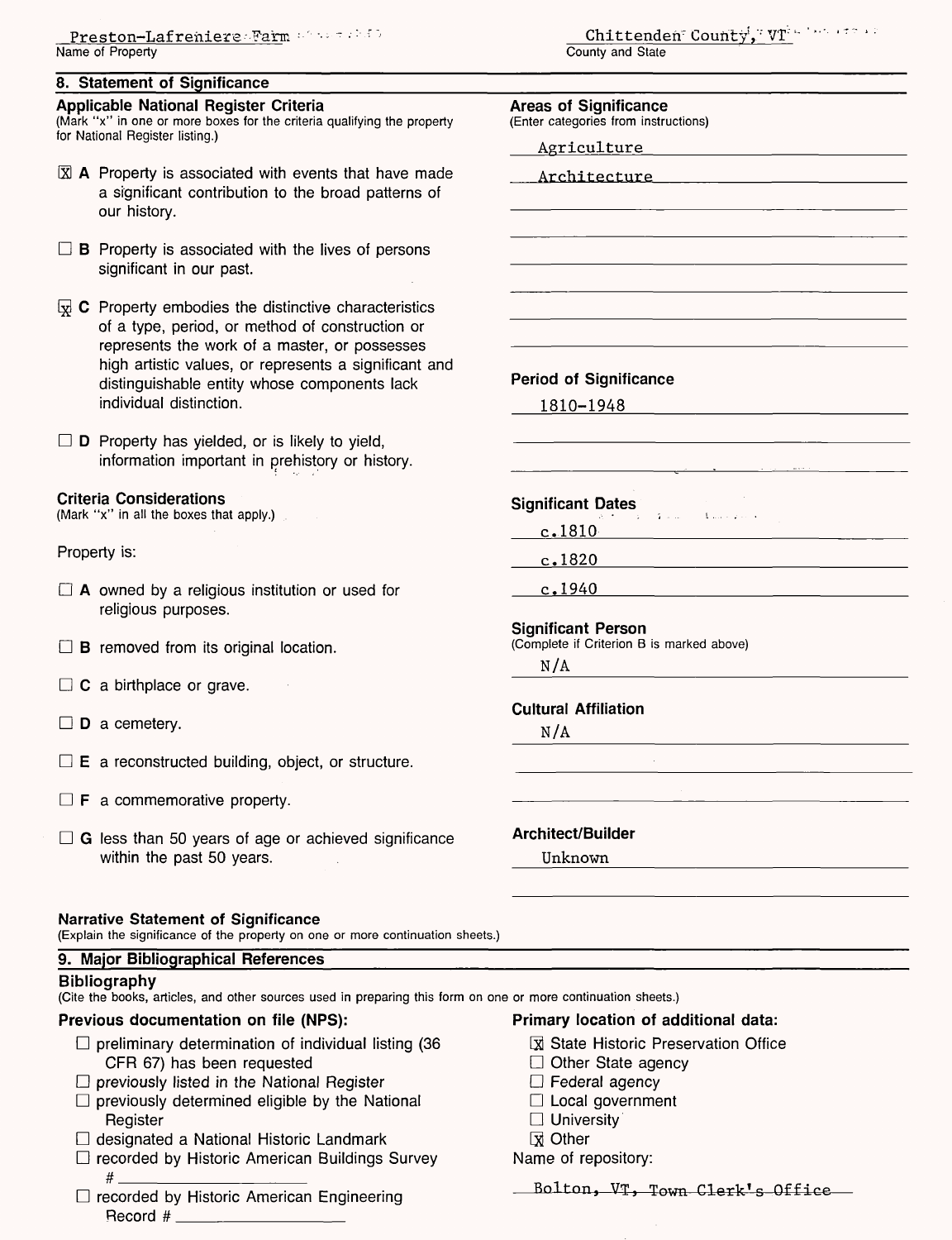Preston-Lafreniere Farm
Name of Property

Chittenden County, VT
County and State

## 8. Statement of Significance

### Applicable National Register Criteria

(Mark "x" in one or more boxes for the criteria qualifying the property for National Register listing.)

- [x] **A** Property is associated with events that have made a significant contribution to the broad patterns of our history.
- [ ] **B** Property is associated with the lives of persons significant in our past.
- [x] **C** Property embodies the distinctive characteristics of a type, period, or method of construction or represents the work of a master, or possesses high artistic values, or represents a significant and distinguishable entity whose components lack individual distinction.
- [ ] **D** Property has yielded, or is likely to yield, information important in prehistory or history.

### Criteria Considerations

(Mark "x" in all the boxes that apply.)

Property is:

- [ ] **A** owned by a religious institution or used for religious purposes.
- [ ] **B** removed from its original location.
- [ ] **C** a birthplace or grave.
- [ ] **D** a cemetery.
- [ ] **E** a reconstructed building, object, or structure.
- [ ] **F** a commemorative property.
- [ ] **G** less than 50 years of age or achieved significance within the past 50 years.

### Areas of Significance

(Enter categories from instructions)

Agriculture

Architecture

### Period of Significance

1810-1948

### Significant Dates

c.1810

c.1820

c.1940

### Significant Person

(Complete if Criterion B is marked above)

N/A

### Cultural Affiliation

N/A

### Architect/Builder

Unknown

### Narrative Statement of Significance

(Explain the significance of the property on one or more continuation sheets.)

## 9. Major Bibliographical References

### Bibliography

(Cite the books, articles, and other sources used in preparing this form on one or more continuation sheets.)

### Previous documentation on file (NPS):

- [ ] preliminary determination of individual listing (36 CFR 67) has been requested
- [ ] previously listed in the National Register
- [ ] previously determined eligible by the National Register
- [ ] designated a National Historic Landmark
- [ ] recorded by Historic American Buildings Survey # ____________
- [ ] recorded by Historic American Engineering Record # ____________

### Primary location of additional data:

- [x] State Historic Preservation Office
- [ ] Other State agency
- [ ] Federal agency
- [ ] Local government
- [ ] University
- [x] Other

Name of repository:

Bolton, VT, Town Clerk's Office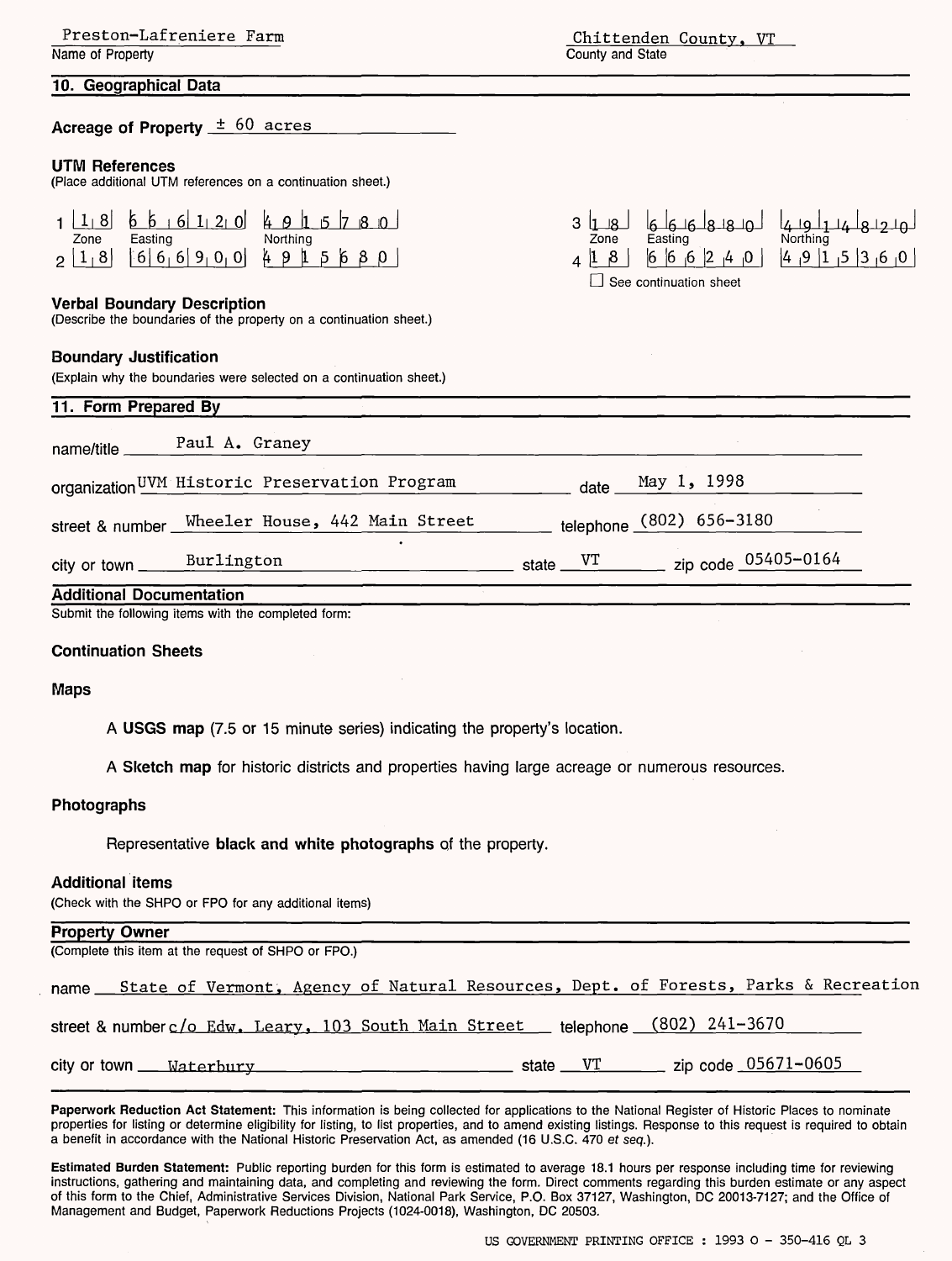Preston-Lafreniere Farm
Name of Property

Chittenden County, VT
County and State

## 10. Geographical Data

**Acreage of Property** ± 60 acres

**UTM References**
(Place additional UTM references on a continuation sheet.)

| | Zone | Easting | Northing |
|---|---|---|---|
| 1 | 18 | 661120 | 4915780 |
| 2 | 18 | 669000 | 4915680 |
| 3 | 18 | 666880 | 4914820 |
| 4 | 18 | 662240 | 4915360 |

☐ See continuation sheet

**Verbal Boundary Description**
(Describe the boundaries of the property on a continuation sheet.)

**Boundary Justification**
(Explain why the boundaries were selected on a continuation sheet.)

## 11. Form Prepared By

name/title Paul A. Graney

organization UVM Historic Preservation Program date May 1, 1998

street & number Wheeler House, 442 Main Street telephone (802) 656-3180

city or town Burlington state VT zip code 05405-0164

## Additional Documentation

Submit the following items with the completed form:

**Continuation Sheets**

**Maps**

A **USGS map** (7.5 or 15 minute series) indicating the property's location.

A **Sketch map** for historic districts and properties having large acreage or numerous resources.

**Photographs**

Representative **black and white photographs** of the property.

**Additional items**
(Check with the SHPO or FPO for any additional items)

## Property Owner

(Complete this item at the request of SHPO or FPO.)

name State of Vermont, Agency of Natural Resources, Dept. of Forests, Parks & Recreation

street & number c/o Edw. Leary, 103 South Main Street telephone (802) 241-3670

city or town Waterbury state VT zip code 05671-0605

**Paperwork Reduction Act Statement:** This information is being collected for applications to the National Register of Historic Places to nominate properties for listing or determine eligibility for listing, to list properties, and to amend existing listings. Response to this request is required to obtain a benefit in accordance with the National Historic Preservation Act, as amended (16 U.S.C. 470 *et seq.*).

**Estimated Burden Statement:** Public reporting burden for this form is estimated to average 18.1 hours per response including time for reviewing instructions, gathering and maintaining data, and completing and reviewing the form. Direct comments regarding this burden estimate or any aspect of this form to the Chief, Administrative Services Division, National Park Service, P.O. Box 37127, Washington, DC 20013-7127; and the Office of Management and Budget, Paperwork Reductions Projects (1024-0018), Washington, DC 20503.

US GOVERNMENT PRINTING OFFICE : 1993 O - 350-416 QL 3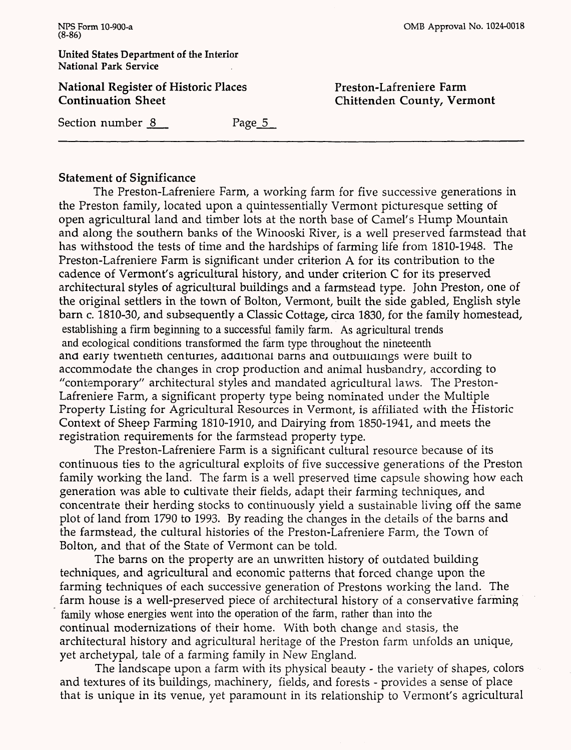## Statement of Significance

The Preston-Lafreniere Farm, a working farm for five successive generations in the Preston family, located upon a quintessentially Vermont picturesque setting of open agricultural land and timber lots at the north base of Camel's Hump Mountain and along the southern banks of the Winooski River, is a well preserved farmstead that has withstood the tests of time and the hardships of farming life from 1810-1948. The Preston-Lafreniere Farm is significant under criterion A for its contribution to the cadence of Vermont's agricultural history, and under criterion C for its preserved architectural styles of agricultural buildings and a farmstead type. John Preston, one of the original settlers in the town of Bolton, Vermont, built the side gabled, English style barn c. 1810-30, and subsequently a Classic Cottage, circa 1830, for the family homestead, establishing a firm beginning to a successful family farm. As agricultural trends and ecological conditions transformed the farm type throughout the nineteenth and early twentieth centuries, additional barns and outbuildings were built to accommodate the changes in crop production and animal husbandry, according to "contemporary" architectural styles and mandated agricultural laws. The Preston-Lafreniere Farm, a significant property type being nominated under the Multiple Property Listing for Agricultural Resources in Vermont, is affiliated with the Historic Context of Sheep Farming 1810-1910, and Dairying from 1850-1941, and meets the registration requirements for the farmstead property type.

The Preston-Lafreniere Farm is a significant cultural resource because of its continuous ties to the agricultural exploits of five successive generations of the Preston family working the land. The farm is a well preserved time capsule showing how each generation was able to cultivate their fields, adapt their farming techniques, and concentrate their herding stocks to continuously yield a sustainable living off the same plot of land from 1790 to 1993. By reading the changes in the details of the barns and the farmstead, the cultural histories of the Preston-Lafreniere Farm, the Town of Bolton, and that of the State of Vermont can be told.

The barns on the property are an unwritten history of outdated building techniques, and agricultural and economic patterns that forced change upon the farming techniques of each successive generation of Prestons working the land. The farm house is a well-preserved piece of architectural history of a conservative farming family whose energies went into the operation of the farm, rather than into the continual modernizations of their home. With both change and stasis, the architectural history and agricultural heritage of the Preston farm unfolds an unique, yet archetypal, tale of a farming family in New England.

The landscape upon a farm with its physical beauty - the variety of shapes, colors and textures of its buildings, machinery, fields, and forests - provides a sense of place that is unique in its venue, yet paramount in its relationship to Vermont's agricultural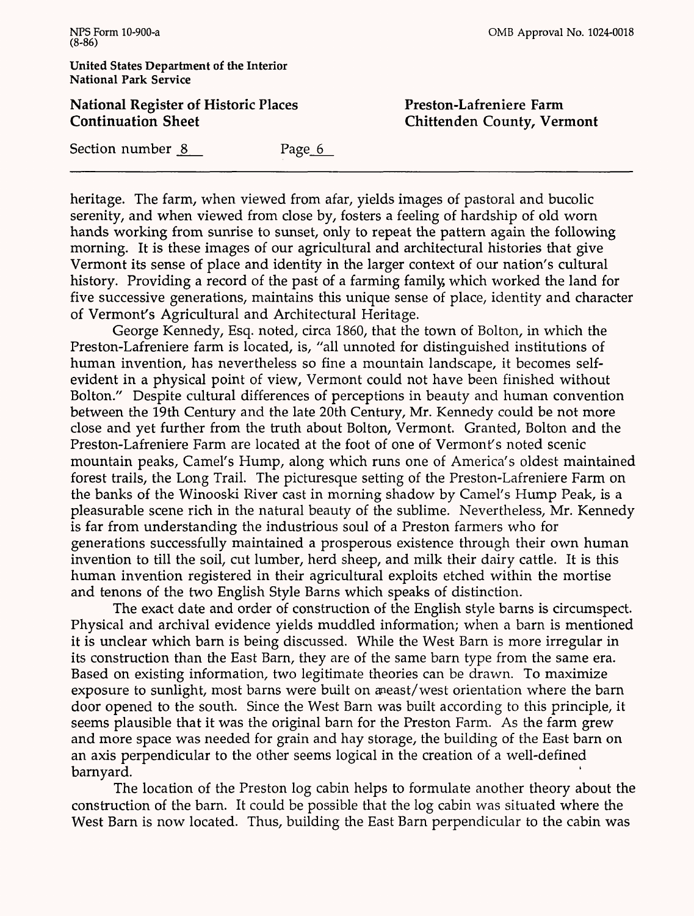heritage. The farm, when viewed from afar, yields images of pastoral and bucolic serenity, and when viewed from close by, fosters a feeling of hardship of old worn hands working from sunrise to sunset, only to repeat the pattern again the following morning. It is these images of our agricultural and architectural histories that give Vermont its sense of place and identity in the larger context of our nation's cultural history. Providing a record of the past of a farming family, which worked the land for five successive generations, maintains this unique sense of place, identity and character of Vermont's Agricultural and Architectural Heritage.

George Kennedy, Esq. noted, circa 1860, that the town of Bolton, in which the Preston-Lafreniere farm is located, is, "all unnoted for distinguished institutions of human invention, has nevertheless so fine a mountain landscape, it becomes self-evident in a physical point of view, Vermont could not have been finished without Bolton." Despite cultural differences of perceptions in beauty and human convention between the 19th Century and the late 20th Century, Mr. Kennedy could be not more close and yet further from the truth about Bolton, Vermont. Granted, Bolton and the Preston-Lafreniere Farm are located at the foot of one of Vermont's noted scenic mountain peaks, Camel's Hump, along which runs one of America's oldest maintained forest trails, the Long Trail. The picturesque setting of the Preston-Lafreniere Farm on the banks of the Winooski River cast in morning shadow by Camel's Hump Peak, is a pleasurable scene rich in the natural beauty of the sublime. Nevertheless, Mr. Kennedy is far from understanding the industrious soul of a Preston farmers who for generations successfully maintained a prosperous existence through their own human invention to till the soil, cut lumber, herd sheep, and milk their dairy cattle. It is this human invention registered in their agricultural exploits etched within the mortise and tenons of the two English Style Barns which speaks of distinction.

The exact date and order of construction of the English style barns is circumspect. Physical and archival evidence yields muddled information; when a barn is mentioned it is unclear which barn is being discussed. While the West Barn is more irregular in its construction than the East Barn, they are of the same barn type from the same era. Based on existing information, two legitimate theories can be drawn. To maximize exposure to sunlight, most barns were built on an east/west orientation where the barn door opened to the south. Since the West Barn was built according to this principle, it seems plausible that it was the original barn for the Preston Farm. As the farm grew and more space was needed for grain and hay storage, the building of the East barn on an axis perpendicular to the other seems logical in the creation of a well-defined barnyard.

The location of the Preston log cabin helps to formulate another theory about the construction of the barn. It could be possible that the log cabin was situated where the West Barn is now located. Thus, building the East Barn perpendicular to the cabin was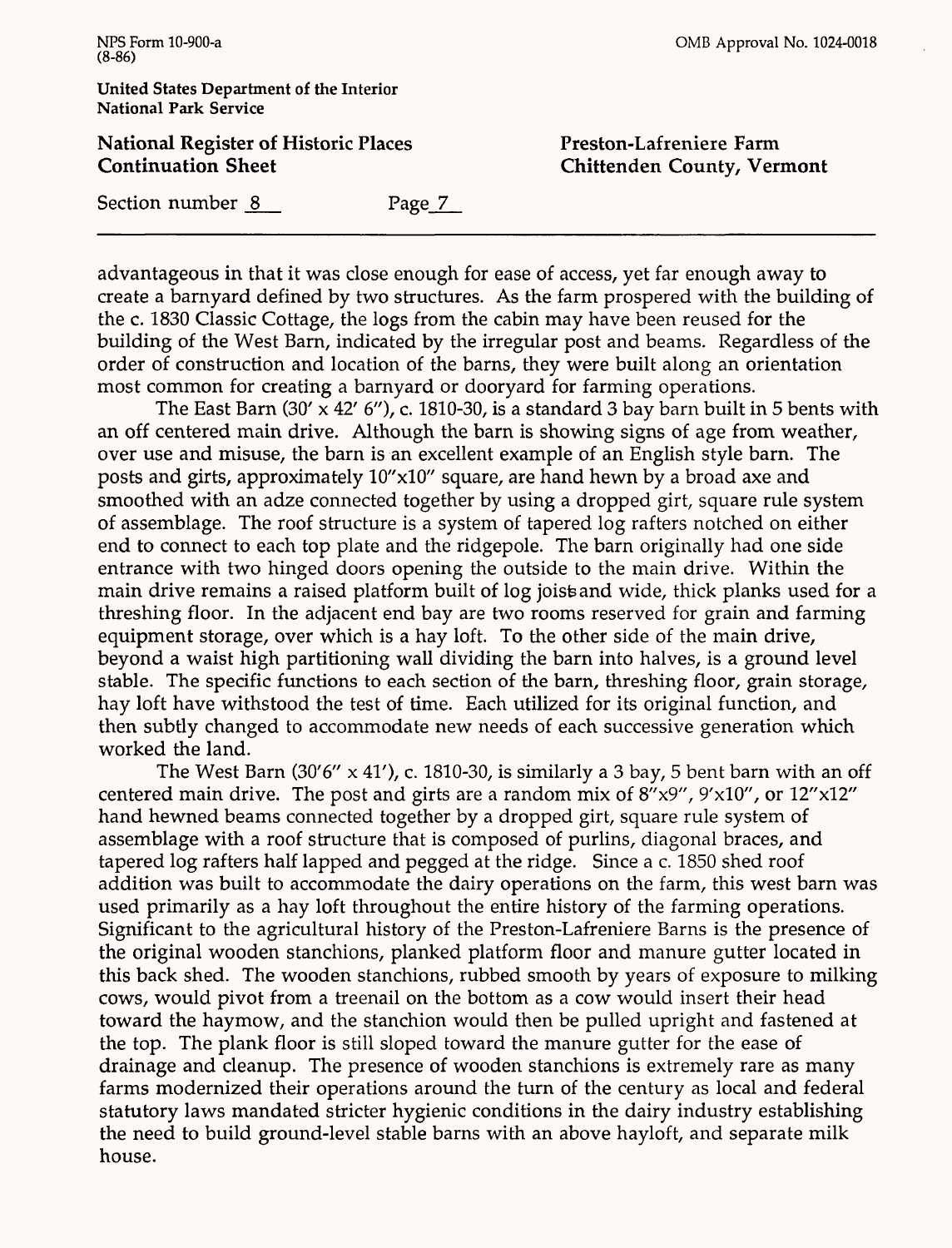advantageous in that it was close enough for ease of access, yet far enough away to create a barnyard defined by two structures. As the farm prospered with the building of the c. 1830 Classic Cottage, the logs from the cabin may have been reused for the building of the West Barn, indicated by the irregular post and beams. Regardless of the order of construction and location of the barns, they were built along an orientation most common for creating a barnyard or dooryard for farming operations.

The East Barn (30' x 42' 6"), c. 1810-30, is a standard 3 bay barn built in 5 bents with an off centered main drive. Although the barn is showing signs of age from weather, over use and misuse, the barn is an excellent example of an English style barn. The posts and girts, approximately 10"x10" square, are hand hewn by a broad axe and smoothed with an adze connected together by using a dropped girt, square rule system of assemblage. The roof structure is a system of tapered log rafters notched on either end to connect to each top plate and the ridgepole. The barn originally had one side entrance with two hinged doors opening the outside to the main drive. Within the main drive remains a raised platform built of log joists and wide, thick planks used for a threshing floor. In the adjacent end bay are two rooms reserved for grain and farming equipment storage, over which is a hay loft. To the other side of the main drive, beyond a waist high partitioning wall dividing the barn into halves, is a ground level stable. The specific functions to each section of the barn, threshing floor, grain storage, hay loft have withstood the test of time. Each utilized for its original function, and then subtly changed to accommodate new needs of each successive generation which worked the land.

The West Barn (30'6" x 41'), c. 1810-30, is similarly a 3 bay, 5 bent barn with an off centered main drive. The post and girts are a random mix of 8"x9", 9'x10", or 12"x12" hand hewned beams connected together by a dropped girt, square rule system of assemblage with a roof structure that is composed of purlins, diagonal braces, and tapered log rafters half lapped and pegged at the ridge. Since a c. 1850 shed roof addition was built to accommodate the dairy operations on the farm, this west barn was used primarily as a hay loft throughout the entire history of the farming operations. Significant to the agricultural history of the Preston-Lafreniere Barns is the presence of the original wooden stanchions, planked platform floor and manure gutter located in this back shed. The wooden stanchions, rubbed smooth by years of exposure to milking cows, would pivot from a treenail on the bottom as a cow would insert their head toward the haymow, and the stanchion would then be pulled upright and fastened at the top. The plank floor is still sloped toward the manure gutter for the ease of drainage and cleanup. The presence of wooden stanchions is extremely rare as many farms modernized their operations around the turn of the century as local and federal statutory laws mandated stricter hygienic conditions in the dairy industry establishing the need to build ground-level stable barns with an above hayloft, and separate milk house.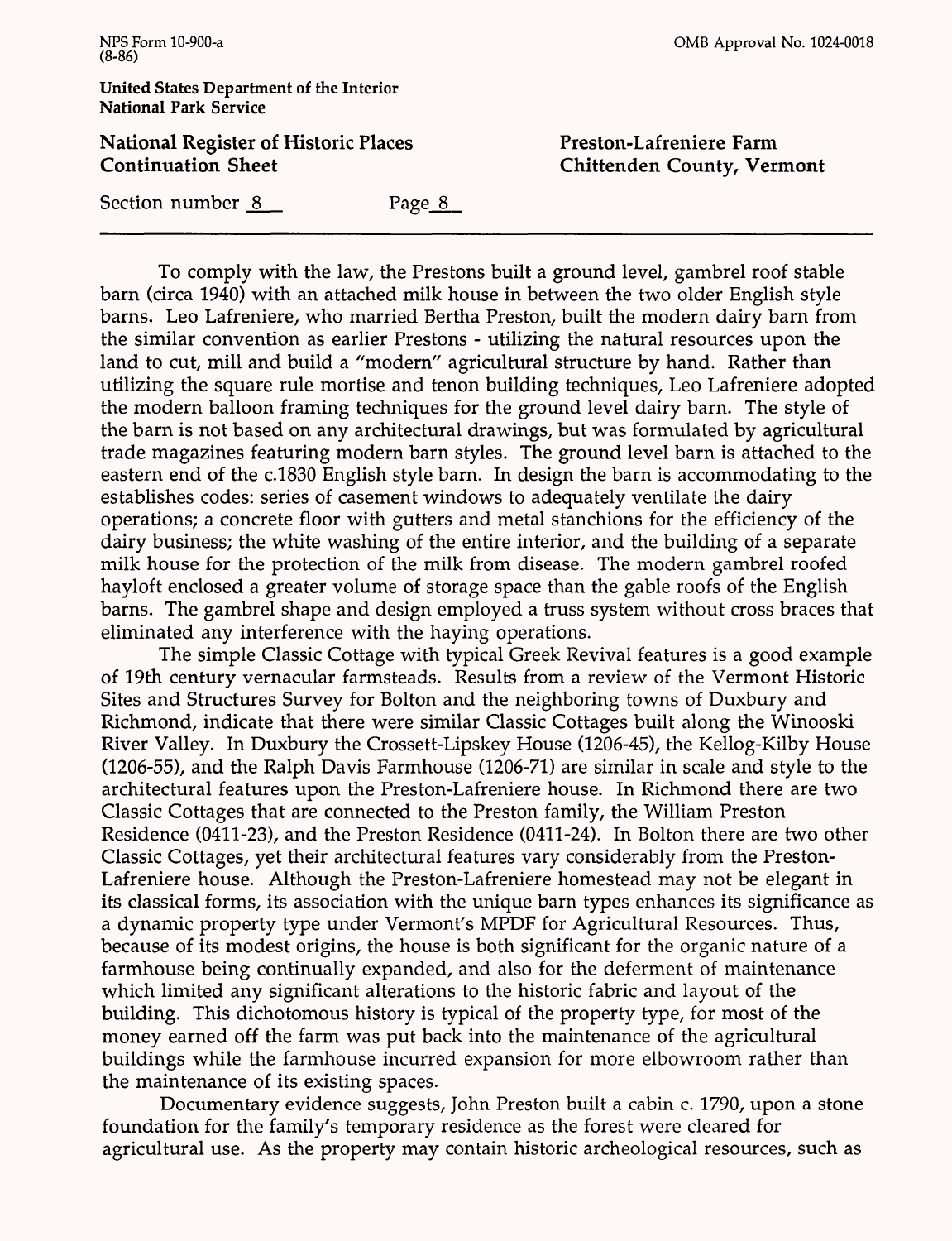To comply with the law, the Prestons built a ground level, gambrel roof stable barn (circa 1940) with an attached milk house in between the two older English style barns. Leo Lafreniere, who married Bertha Preston, built the modern dairy barn from the similar convention as earlier Prestons - utilizing the natural resources upon the land to cut, mill and build a "modern" agricultural structure by hand. Rather than utilizing the square rule mortise and tenon building techniques, Leo Lafreniere adopted the modern balloon framing techniques for the ground level dairy barn. The style of the barn is not based on any architectural drawings, but was formulated by agricultural trade magazines featuring modern barn styles. The ground level barn is attached to the eastern end of the c.1830 English style barn. In design the barn is accommodating to the establishes codes: series of casement windows to adequately ventilate the dairy operations; a concrete floor with gutters and metal stanchions for the efficiency of the dairy business; the white washing of the entire interior, and the building of a separate milk house for the protection of the milk from disease. The modern gambrel roofed hayloft enclosed a greater volume of storage space than the gable roofs of the English barns. The gambrel shape and design employed a truss system without cross braces that eliminated any interference with the haying operations.

The simple Classic Cottage with typical Greek Revival features is a good example of 19th century vernacular farmsteads. Results from a review of the Vermont Historic Sites and Structures Survey for Bolton and the neighboring towns of Duxbury and Richmond, indicate that there were similar Classic Cottages built along the Winooski River Valley. In Duxbury the Crossett-Lipskey House (1206-45), the Kellog-Kilby House (1206-55), and the Ralph Davis Farmhouse (1206-71) are similar in scale and style to the architectural features upon the Preston-Lafreniere house. In Richmond there are two Classic Cottages that are connected to the Preston family, the William Preston Residence (0411-23), and the Preston Residence (0411-24). In Bolton there are two other Classic Cottages, yet their architectural features vary considerably from the Preston-Lafreniere house. Although the Preston-Lafreniere homestead may not be elegant in its classical forms, its association with the unique barn types enhances its significance as a dynamic property type under Vermont's MPDF for Agricultural Resources. Thus, because of its modest origins, the house is both significant for the organic nature of a farmhouse being continually expanded, and also for the deferment of maintenance which limited any significant alterations to the historic fabric and layout of the building. This dichotomous history is typical of the property type, for most of the money earned off the farm was put back into the maintenance of the agricultural buildings while the farmhouse incurred expansion for more elbowroom rather than the maintenance of its existing spaces.

Documentary evidence suggests, John Preston built a cabin c. 1790, upon a stone foundation for the family's temporary residence as the forest were cleared for agricultural use. As the property may contain historic archeological resources, such as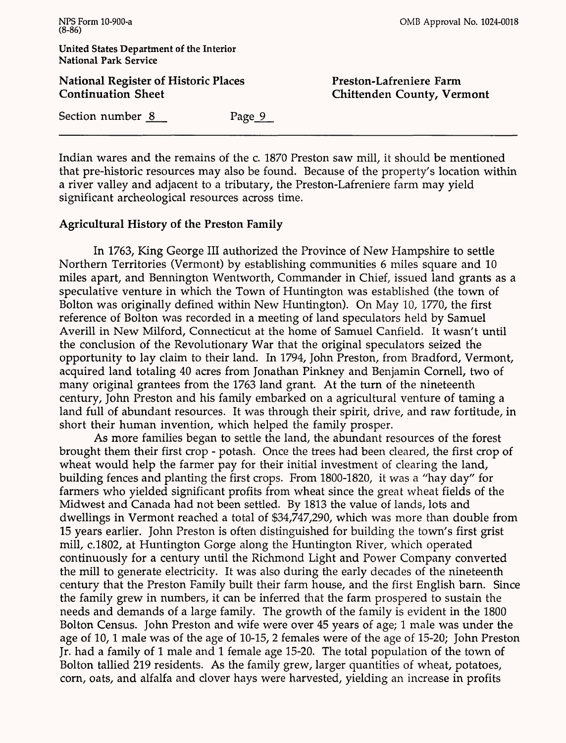Indian wares and the remains of the c. 1870 Preston saw mill, it should be mentioned that pre-historic resources may also be found. Because of the property's location within a river valley and adjacent to a tributary, the Preston-Lafreniere farm may yield significant archeological resources across time.

## Agricultural History of the Preston Family

In 1763, King George III authorized the Province of New Hampshire to settle Northern Territories (Vermont) by establishing communities 6 miles square and 10 miles apart, and Bennington Wentworth, Commander in Chief, issued land grants as a speculative venture in which the Town of Huntington was established (the town of Bolton was originally defined within New Huntington). On May 10, 1770, the first reference of Bolton was recorded in a meeting of land speculators held by Samuel Averill in New Milford, Connecticut at the home of Samuel Canfield. It wasn't until the conclusion of the Revolutionary War that the original speculators seized the opportunity to lay claim to their land. In 1794, John Preston, from Bradford, Vermont, acquired land totaling 40 acres from Jonathan Pinkney and Benjamin Cornell, two of many original grantees from the 1763 land grant. At the turn of the nineteenth century, John Preston and his family embarked on a agricultural venture of taming a land full of abundant resources. It was through their spirit, drive, and raw fortitude, in short their human invention, which helped the family prosper.

As more families began to settle the land, the abundant resources of the forest brought them their first crop - potash. Once the trees had been cleared, the first crop of wheat would help the farmer pay for their initial investment of clearing the land, building fences and planting the first crops. From 1800-1820, it was a "hay day" for farmers who yielded significant profits from wheat since the great wheat fields of the Midwest and Canada had not been settled. By 1813 the value of lands, lots and dwellings in Vermont reached a total of $34,747,290, which was more than double from 15 years earlier. John Preston is often distinguished for building the town's first grist mill, c.1802, at Huntington Gorge along the Huntington River, which operated continuously for a century until the Richmond Light and Power Company converted the mill to generate electricity. It was also during the early decades of the nineteenth century that the Preston Family built their farm house, and the first English barn. Since the family grew in numbers, it can be inferred that the farm prospered to sustain the needs and demands of a large family. The growth of the family is evident in the 1800 Bolton Census. John Preston and wife were over 45 years of age; 1 male was under the age of 10, 1 male was of the age of 10-15, 2 females were of the age of 15-20; John Preston Jr. had a family of 1 male and 1 female age 15-20. The total population of the town of Bolton tallied 219 residents. As the family grew, larger quantities of wheat, potatoes, corn, oats, and alfalfa and clover hays were harvested, yielding an increase in profits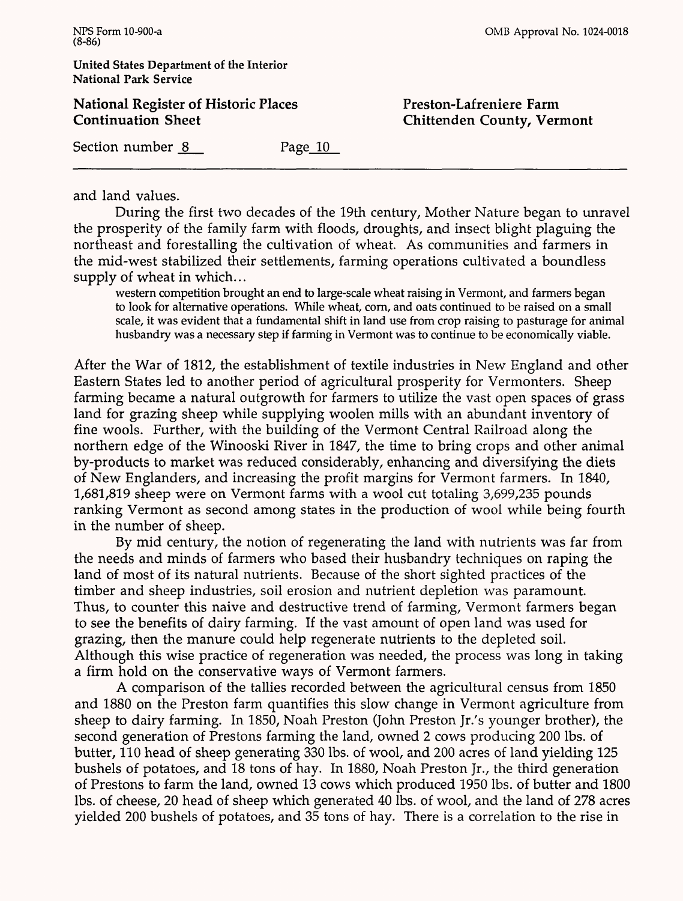and land values.

During the first two decades of the 19th century, Mother Nature began to unravel the prosperity of the family farm with floods, droughts, and insect blight plaguing the northeast and forestalling the cultivation of wheat. As communities and farmers in the mid-west stabilized their settlements, farming operations cultivated a boundless supply of wheat in which...

> western competition brought an end to large-scale wheat raising in Vermont, and farmers began to look for alternative operations. While wheat, corn, and oats continued to be raised on a small scale, it was evident that a fundamental shift in land use from crop raising to pasturage for animal husbandry was a necessary step if farming in Vermont was to continue to be economically viable.

After the War of 1812, the establishment of textile industries in New England and other Eastern States led to another period of agricultural prosperity for Vermonters. Sheep farming became a natural outgrowth for farmers to utilize the vast open spaces of grass land for grazing sheep while supplying woolen mills with an abundant inventory of fine wools. Further, with the building of the Vermont Central Railroad along the northern edge of the Winooski River in 1847, the time to bring crops and other animal by-products to market was reduced considerably, enhancing and diversifying the diets of New Englanders, and increasing the profit margins for Vermont farmers. In 1840, 1,681,819 sheep were on Vermont farms with a wool cut totaling 3,699,235 pounds ranking Vermont as second among states in the production of wool while being fourth in the number of sheep.

By mid century, the notion of regenerating the land with nutrients was far from the needs and minds of farmers who based their husbandry techniques on raping the land of most of its natural nutrients. Because of the short sighted practices of the timber and sheep industries, soil erosion and nutrient depletion was paramount. Thus, to counter this naive and destructive trend of farming, Vermont farmers began to see the benefits of dairy farming. If the vast amount of open land was used for grazing, then the manure could help regenerate nutrients to the depleted soil. Although this wise practice of regeneration was needed, the process was long in taking a firm hold on the conservative ways of Vermont farmers.

A comparison of the tallies recorded between the agricultural census from 1850 and 1880 on the Preston farm quantifies this slow change in Vermont agriculture from sheep to dairy farming. In 1850, Noah Preston (John Preston Jr.'s younger brother), the second generation of Prestons farming the land, owned 2 cows producing 200 lbs. of butter, 110 head of sheep generating 330 lbs. of wool, and 200 acres of land yielding 125 bushels of potatoes, and 18 tons of hay. In 1880, Noah Preston Jr., the third generation of Prestons to farm the land, owned 13 cows which produced 1950 lbs. of butter and 1800 lbs. of cheese, 20 head of sheep which generated 40 lbs. of wool, and the land of 278 acres yielded 200 bushels of potatoes, and 35 tons of hay. There is a correlation to the rise in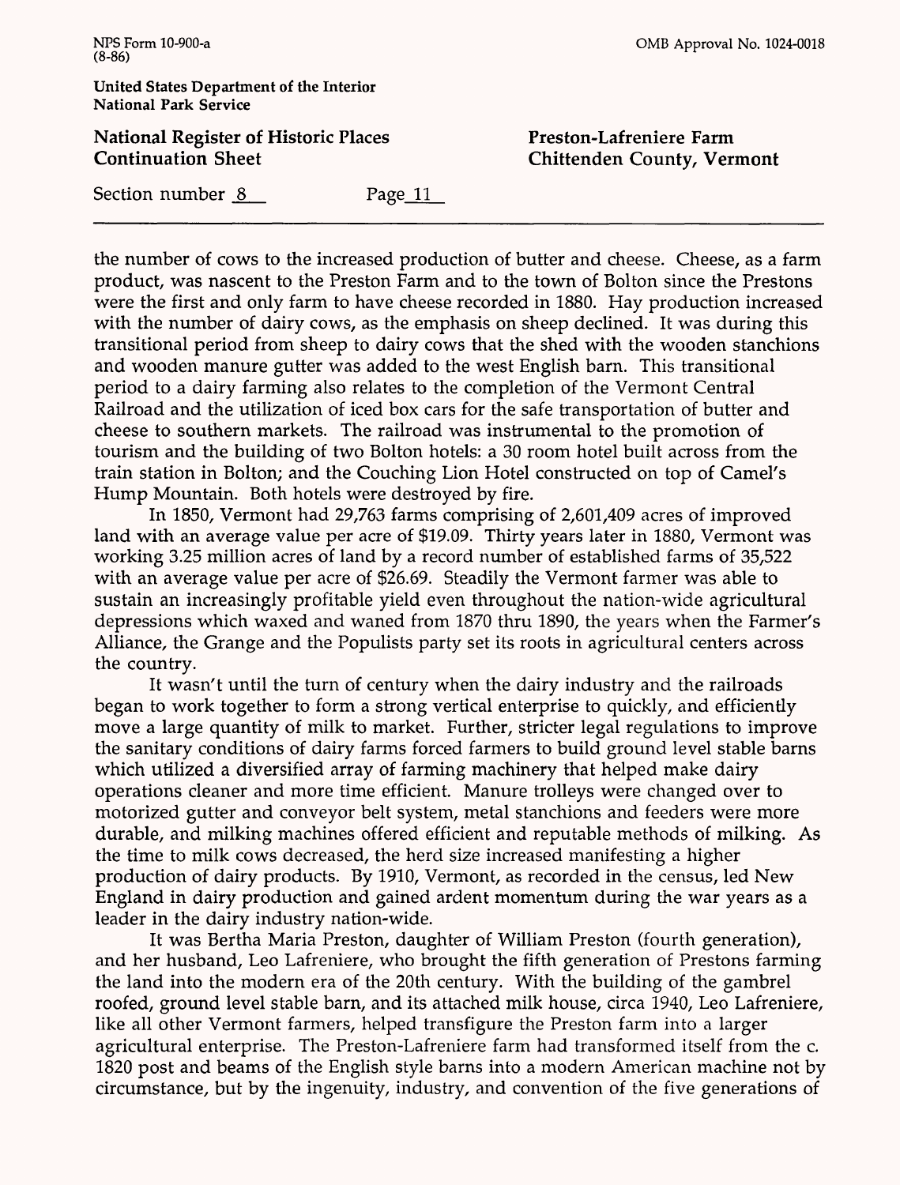the number of cows to the increased production of butter and cheese. Cheese, as a farm product, was nascent to the Preston Farm and to the town of Bolton since the Prestons were the first and only farm to have cheese recorded in 1880. Hay production increased with the number of dairy cows, as the emphasis on sheep declined. It was during this transitional period from sheep to dairy cows that the shed with the wooden stanchions and wooden manure gutter was added to the west English barn. This transitional period to a dairy farming also relates to the completion of the Vermont Central Railroad and the utilization of iced box cars for the safe transportation of butter and cheese to southern markets. The railroad was instrumental to the promotion of tourism and the building of two Bolton hotels: a 30 room hotel built across from the train station in Bolton; and the Couching Lion Hotel constructed on top of Camel's Hump Mountain. Both hotels were destroyed by fire.

In 1850, Vermont had 29,763 farms comprising of 2,601,409 acres of improved land with an average value per acre of $19.09. Thirty years later in 1880, Vermont was working 3.25 million acres of land by a record number of established farms of 35,522 with an average value per acre of $26.69. Steadily the Vermont farmer was able to sustain an increasingly profitable yield even throughout the nation-wide agricultural depressions which waxed and waned from 1870 thru 1890, the years when the Farmer's Alliance, the Grange and the Populists party set its roots in agricultural centers across the country.

It wasn't until the turn of century when the dairy industry and the railroads began to work together to form a strong vertical enterprise to quickly, and efficiently move a large quantity of milk to market. Further, stricter legal regulations to improve the sanitary conditions of dairy farms forced farmers to build ground level stable barns which utilized a diversified array of farming machinery that helped make dairy operations cleaner and more time efficient. Manure trolleys were changed over to motorized gutter and conveyor belt system, metal stanchions and feeders were more durable, and milking machines offered efficient and reputable methods of milking. As the time to milk cows decreased, the herd size increased manifesting a higher production of dairy products. By 1910, Vermont, as recorded in the census, led New England in dairy production and gained ardent momentum during the war years as a leader in the dairy industry nation-wide.

It was Bertha Maria Preston, daughter of William Preston (fourth generation), and her husband, Leo Lafreniere, who brought the fifth generation of Prestons farming the land into the modern era of the 20th century. With the building of the gambrel roofed, ground level stable barn, and its attached milk house, circa 1940, Leo Lafreniere, like all other Vermont farmers, helped transfigure the Preston farm into a larger agricultural enterprise. The Preston-Lafreniere farm had transformed itself from the c. 1820 post and beams of the English style barns into a modern American machine not by circumstance, but by the ingenuity, industry, and convention of the five generations of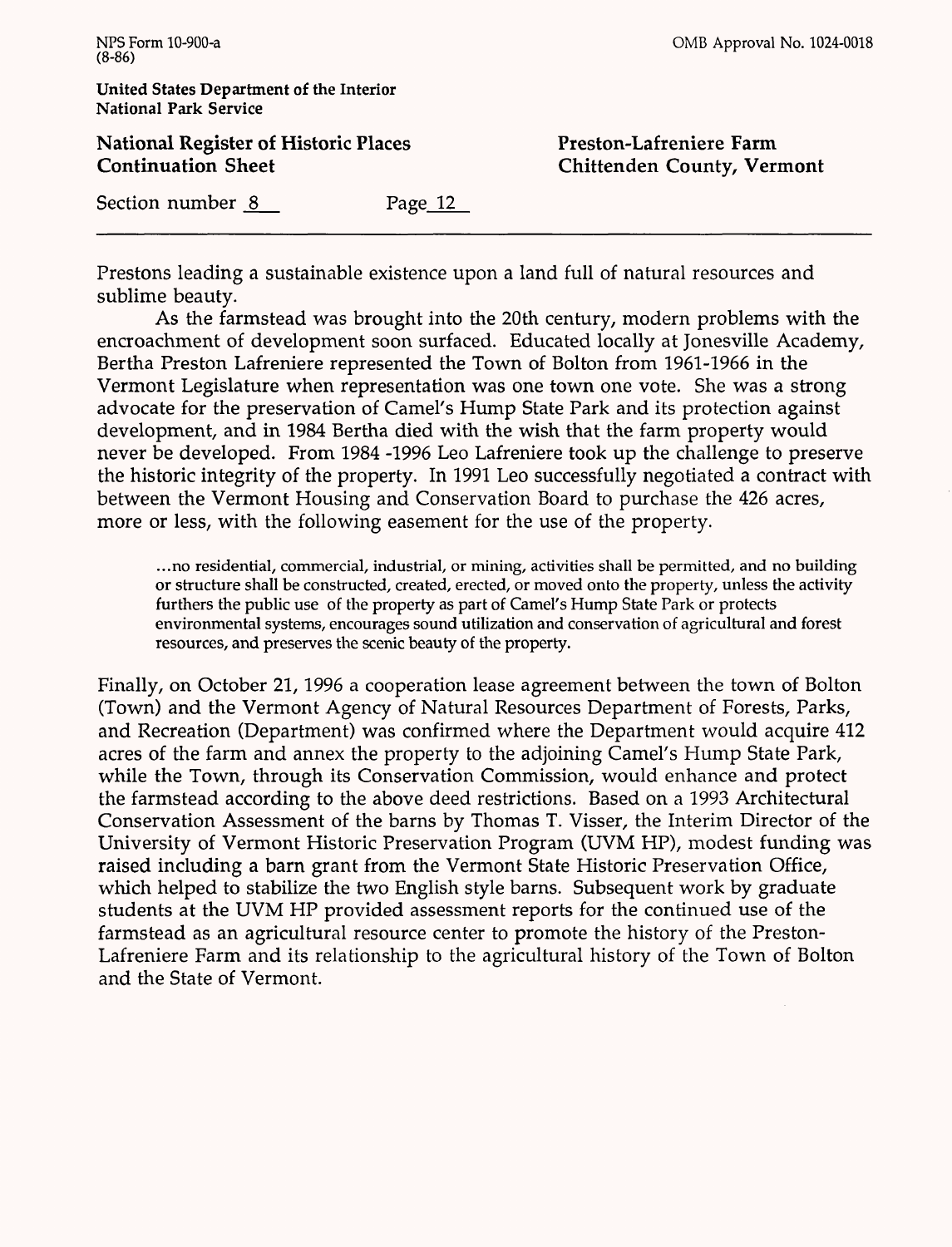Prestons leading a sustainable existence upon a land full of natural resources and sublime beauty.

As the farmstead was brought into the 20th century, modern problems with the encroachment of development soon surfaced. Educated locally at Jonesville Academy, Bertha Preston Lafreniere represented the Town of Bolton from 1961-1966 in the Vermont Legislature when representation was one town one vote. She was a strong advocate for the preservation of Camel's Hump State Park and its protection against development, and in 1984 Bertha died with the wish that the farm property would never be developed. From 1984 -1996 Leo Lafreniere took up the challenge to preserve the historic integrity of the property. In 1991 Leo successfully negotiated a contract with between the Vermont Housing and Conservation Board to purchase the 426 acres, more or less, with the following easement for the use of the property.

> ...no residential, commercial, industrial, or mining, activities shall be permitted, and no building or structure shall be constructed, created, erected, or moved onto the property, unless the activity furthers the public use of the property as part of Camel's Hump State Park or protects environmental systems, encourages sound utilization and conservation of agricultural and forest resources, and preserves the scenic beauty of the property.

Finally, on October 21, 1996 a cooperation lease agreement between the town of Bolton (Town) and the Vermont Agency of Natural Resources Department of Forests, Parks, and Recreation (Department) was confirmed where the Department would acquire 412 acres of the farm and annex the property to the adjoining Camel's Hump State Park, while the Town, through its Conservation Commission, would enhance and protect the farmstead according to the above deed restrictions. Based on a 1993 Architectural Conservation Assessment of the barns by Thomas T. Visser, the Interim Director of the University of Vermont Historic Preservation Program (UVM HP), modest funding was raised including a barn grant from the Vermont State Historic Preservation Office, which helped to stabilize the two English style barns. Subsequent work by graduate students at the UVM HP provided assessment reports for the continued use of the farmstead as an agricultural resource center to promote the history of the Preston-Lafreniere Farm and its relationship to the agricultural history of the Town of Bolton and the State of Vermont.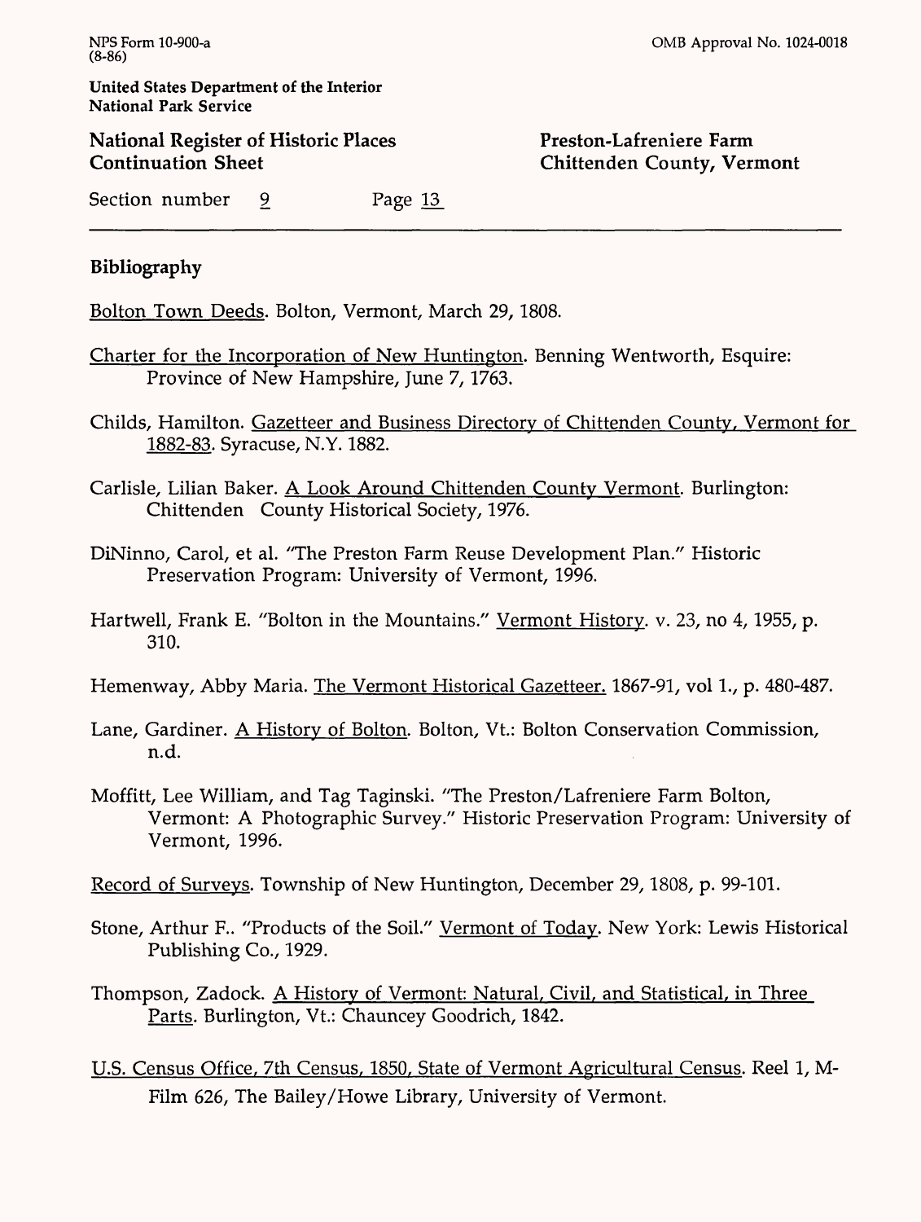## Bibliography

Bolton Town Deeds. Bolton, Vermont, March 29, 1808.

Charter for the Incorporation of New Huntington. Benning Wentworth, Esquire: Province of New Hampshire, June 7, 1763.

Childs, Hamilton. Gazetteer and Business Directory of Chittenden County, Vermont for 1882-83. Syracuse, N.Y. 1882.

Carlisle, Lilian Baker. A Look Around Chittenden County Vermont. Burlington: Chittenden County Historical Society, 1976.

DiNinno, Carol, et al. "The Preston Farm Reuse Development Plan." Historic Preservation Program: University of Vermont, 1996.

Hartwell, Frank E. "Bolton in the Mountains." Vermont History. v. 23, no 4, 1955, p. 310.

Hemenway, Abby Maria. The Vermont Historical Gazetteer. 1867-91, vol 1., p. 480-487.

Lane, Gardiner. A History of Bolton. Bolton, Vt.: Bolton Conservation Commission, n.d.

Moffitt, Lee William, and Tag Taginski. "The Preston/Lafreniere Farm Bolton, Vermont: A Photographic Survey." Historic Preservation Program: University of Vermont, 1996.

Record of Surveys. Township of New Huntington, December 29, 1808, p. 99-101.

Stone, Arthur F.. "Products of the Soil." Vermont of Today. New York: Lewis Historical Publishing Co., 1929.

Thompson, Zadock. A History of Vermont: Natural, Civil, and Statistical, in Three Parts. Burlington, Vt.: Chauncey Goodrich, 1842.

U.S. Census Office, 7th Census, 1850, State of Vermont Agricultural Census. Reel 1, M-Film 626, The Bailey/Howe Library, University of Vermont.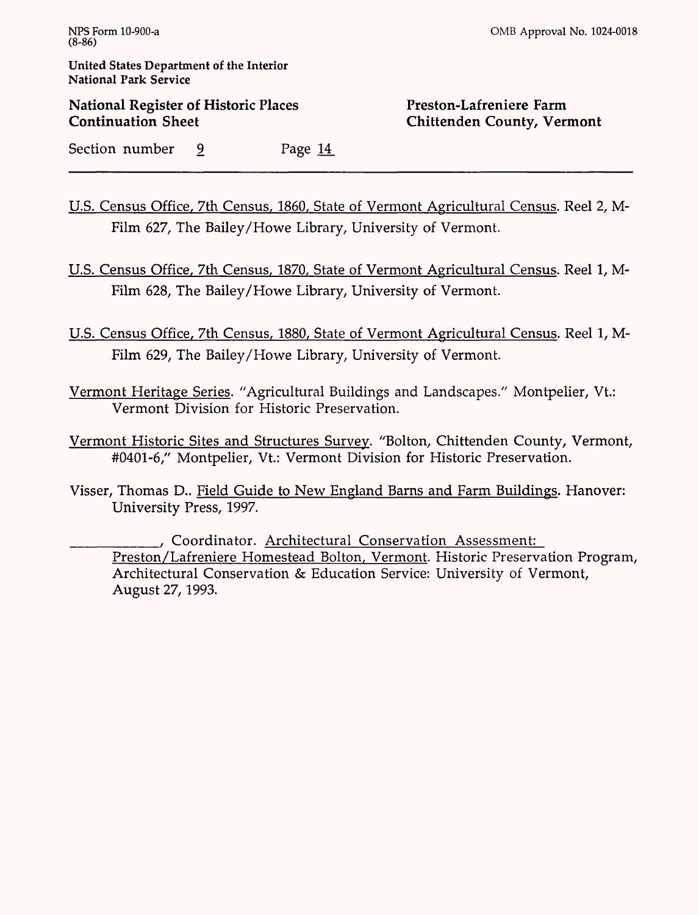U.S. Census Office, 7th Census, 1860, State of Vermont Agricultural Census. Reel 2, M-Film 627, The Bailey/Howe Library, University of Vermont.

U.S. Census Office, 7th Census, 1870, State of Vermont Agricultural Census. Reel 1, M-Film 628, The Bailey/Howe Library, University of Vermont.

U.S. Census Office, 7th Census, 1880, State of Vermont Agricultural Census. Reel 1, M-Film 629, The Bailey/Howe Library, University of Vermont.

Vermont Heritage Series. "Agricultural Buildings and Landscapes." Montpelier, Vt.: Vermont Division for Historic Preservation.

Vermont Historic Sites and Structures Survey. "Bolton, Chittenden County, Vermont, #0401-6," Montpelier, Vt.: Vermont Division for Historic Preservation.

Visser, Thomas D.. Field Guide to New England Barns and Farm Buildings. Hanover: University Press, 1997.

___________, Coordinator. Architectural Conservation Assessment: Preston/Lafreniere Homestead Bolton, Vermont. Historic Preservation Program, Architectural Conservation & Education Service: University of Vermont, August 27, 1993.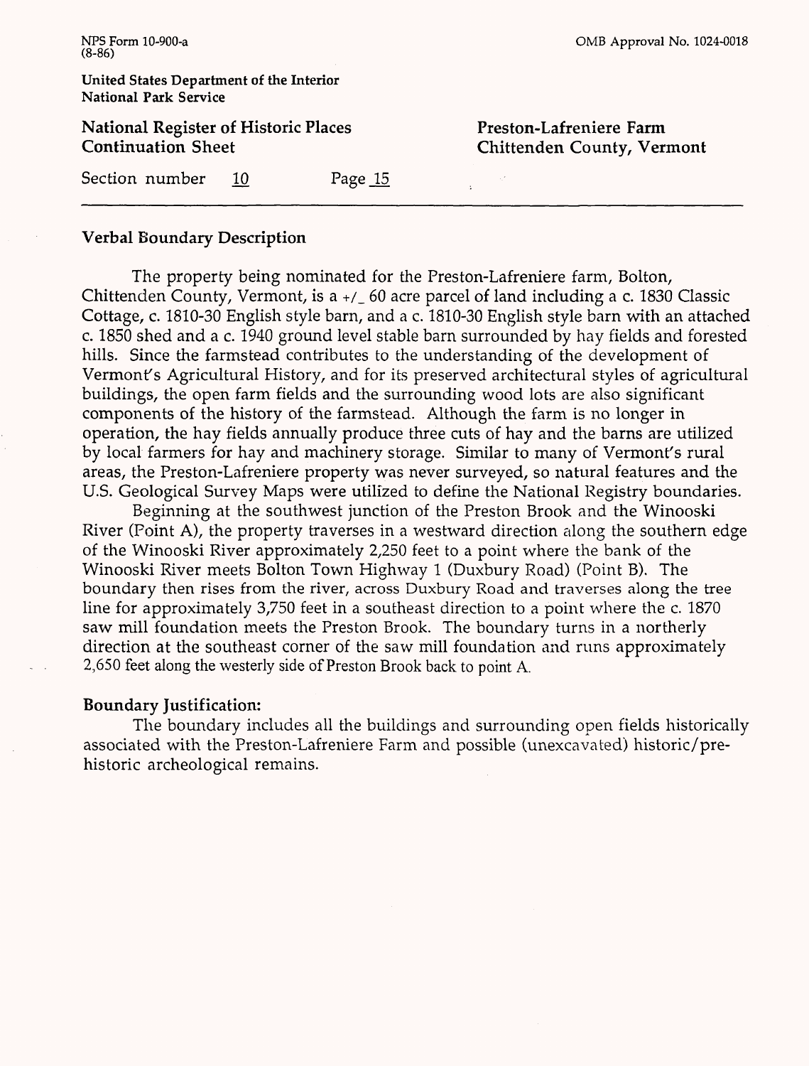## Verbal Boundary Description

The property being nominated for the Preston-Lafreniere farm, Bolton, Chittenden County, Vermont, is a +/_ 60 acre parcel of land including a c. 1830 Classic Cottage, c. 1810-30 English style barn, and a c. 1810-30 English style barn with an attached c. 1850 shed and a c. 1940 ground level stable barn surrounded by hay fields and forested hills. Since the farmstead contributes to the understanding of the development of Vermont's Agricultural History, and for its preserved architectural styles of agricultural buildings, the open farm fields and the surrounding wood lots are also significant components of the history of the farmstead. Although the farm is no longer in operation, the hay fields annually produce three cuts of hay and the barns are utilized by local farmers for hay and machinery storage. Similar to many of Vermont's rural areas, the Preston-Lafreniere property was never surveyed, so natural features and the U.S. Geological Survey Maps were utilized to define the National Registry boundaries.

Beginning at the southwest junction of the Preston Brook and the Winooski River (Point A), the property traverses in a westward direction along the southern edge of the Winooski River approximately 2,250 feet to a point where the bank of the Winooski River meets Bolton Town Highway 1 (Duxbury Road) (Point B). The boundary then rises from the river, across Duxbury Road and traverses along the tree line for approximately 3,750 feet in a southeast direction to a point where the c. 1870 saw mill foundation meets the Preston Brook. The boundary turns in a northerly direction at the southeast corner of the saw mill foundation and runs approximately 2,650 feet along the westerly side of Preston Brook back to point A.

## Boundary Justification:

The boundary includes all the buildings and surrounding open fields historically associated with the Preston-Lafreniere Farm and possible (unexcavated) historic/pre-historic archeological remains.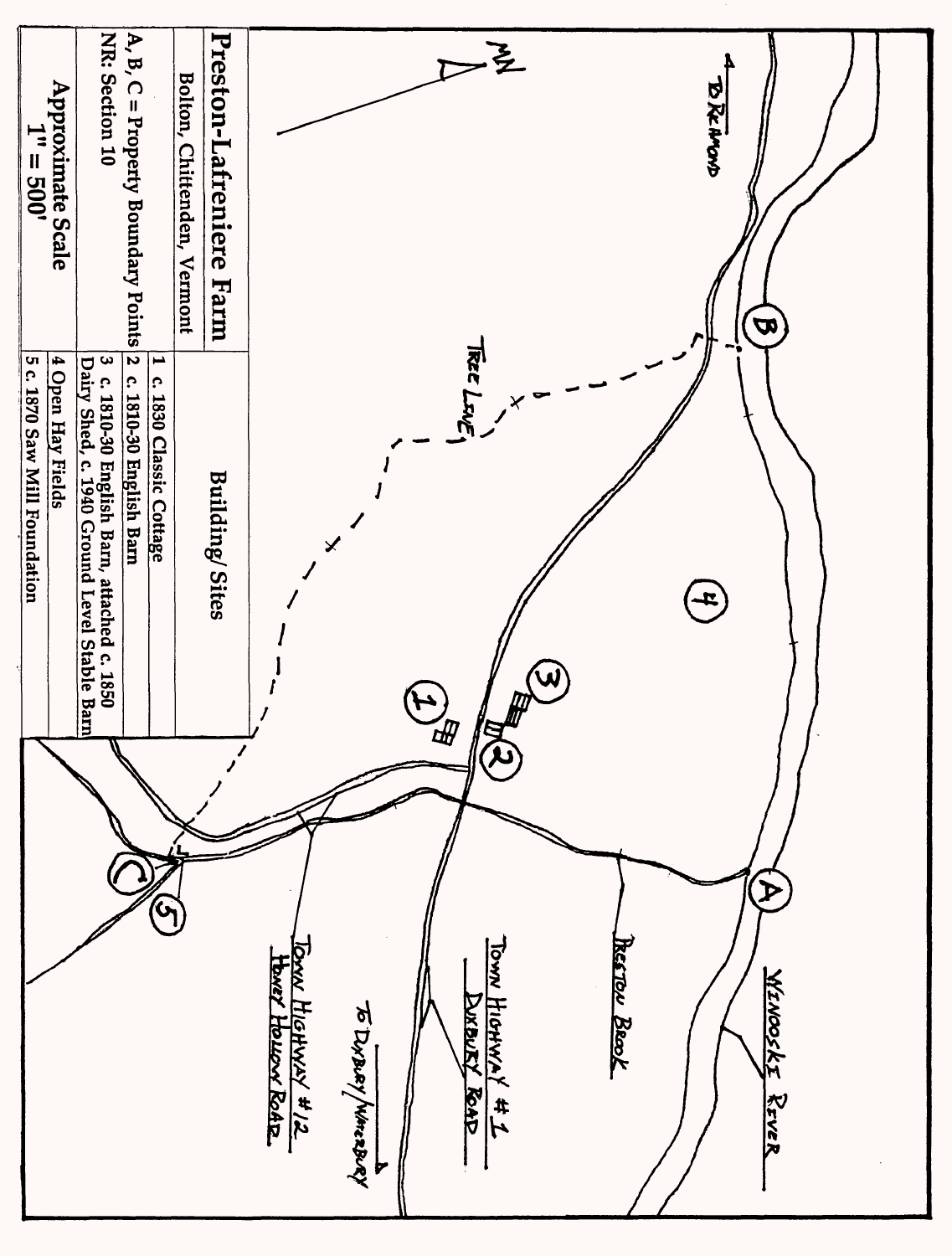# Preston-Lafreniere Farm

Bolton, Chittenden, Vermont

A, B, C = Property Boundary Points

NR: Section 10

Approximate Scale
1" = 500'

| Building/Sites |
|---|
| 1 c. 1830 Classic Cottage |
| 2 c. 1810-30 English Barn |
| 3 c. 1810-30 English Barn, attached c. 1850 Dairy Shed, c. 1940 Ground Level Stable Barn |
| 4 Open Hay Fields |
| 5 c. 1870 Saw Mill Foundation |

MN

TO RICHMOND

TREE LINE

WINOOSKI RIVER

PRESTON BROOK

TOWN HIGHWAY #1
DUXBURY ROAD

TO DUXBURY/WATERBURY

TOWN HIGHWAY #12
HONEY HOLLOW ROAD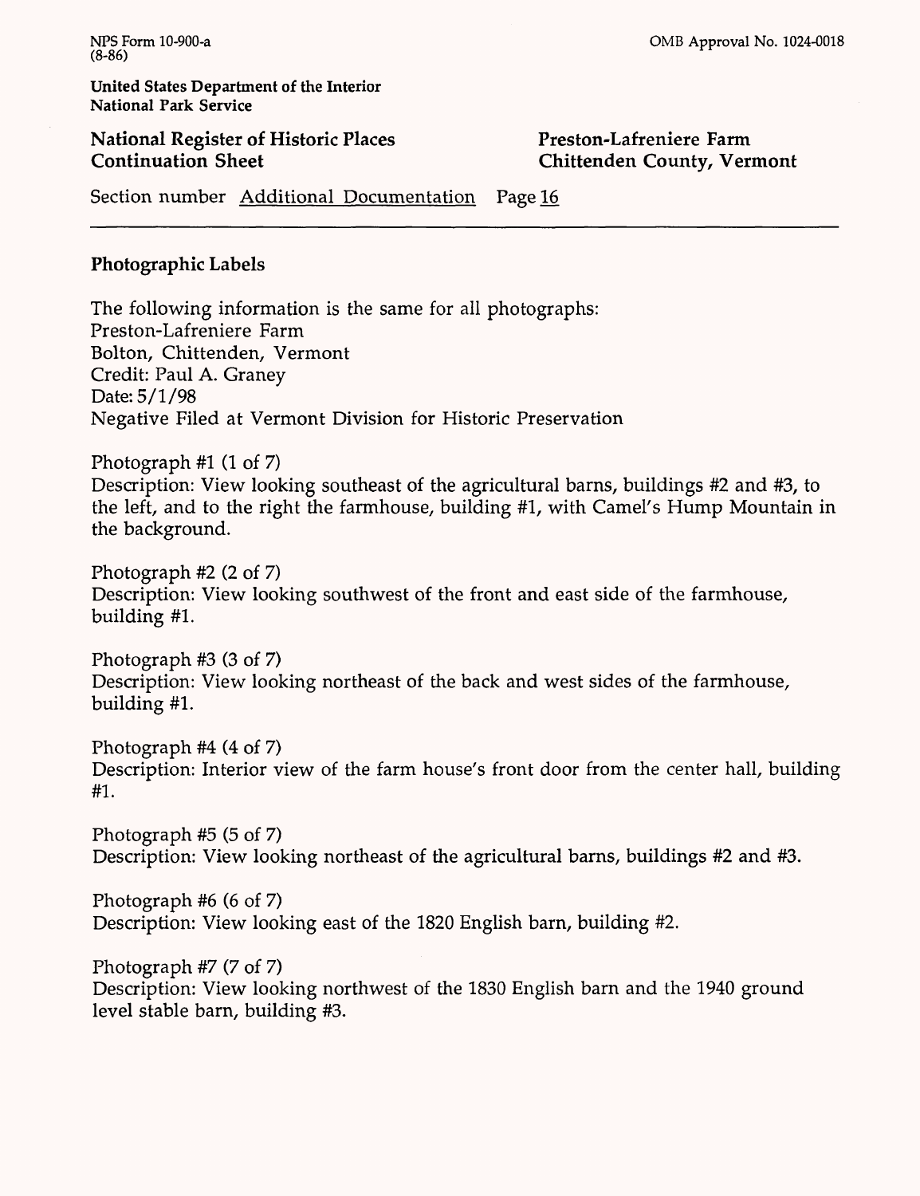## Photographic Labels

The following information is the same for all photographs:
Preston-Lafreniere Farm
Bolton, Chittenden, Vermont
Credit: Paul A. Graney
Date: 5/1/98
Negative Filed at Vermont Division for Historic Preservation

Photograph #1 (1 of 7)
Description: View looking southeast of the agricultural barns, buildings #2 and #3, to the left, and to the right the farmhouse, building #1, with Camel's Hump Mountain in the background.

Photograph #2 (2 of 7)
Description: View looking southwest of the front and east side of the farmhouse, building #1.

Photograph #3 (3 of 7)
Description: View looking northeast of the back and west sides of the farmhouse, building #1.

Photograph #4 (4 of 7)
Description: Interior view of the farm house's front door from the center hall, building #1.

Photograph #5 (5 of 7)
Description: View looking northeast of the agricultural barns, buildings #2 and #3.

Photograph #6 (6 of 7)
Description: View looking east of the 1820 English barn, building #2.

Photograph #7 (7 of 7)
Description: View looking northwest of the 1830 English barn and the 1940 ground level stable barn, building #3.